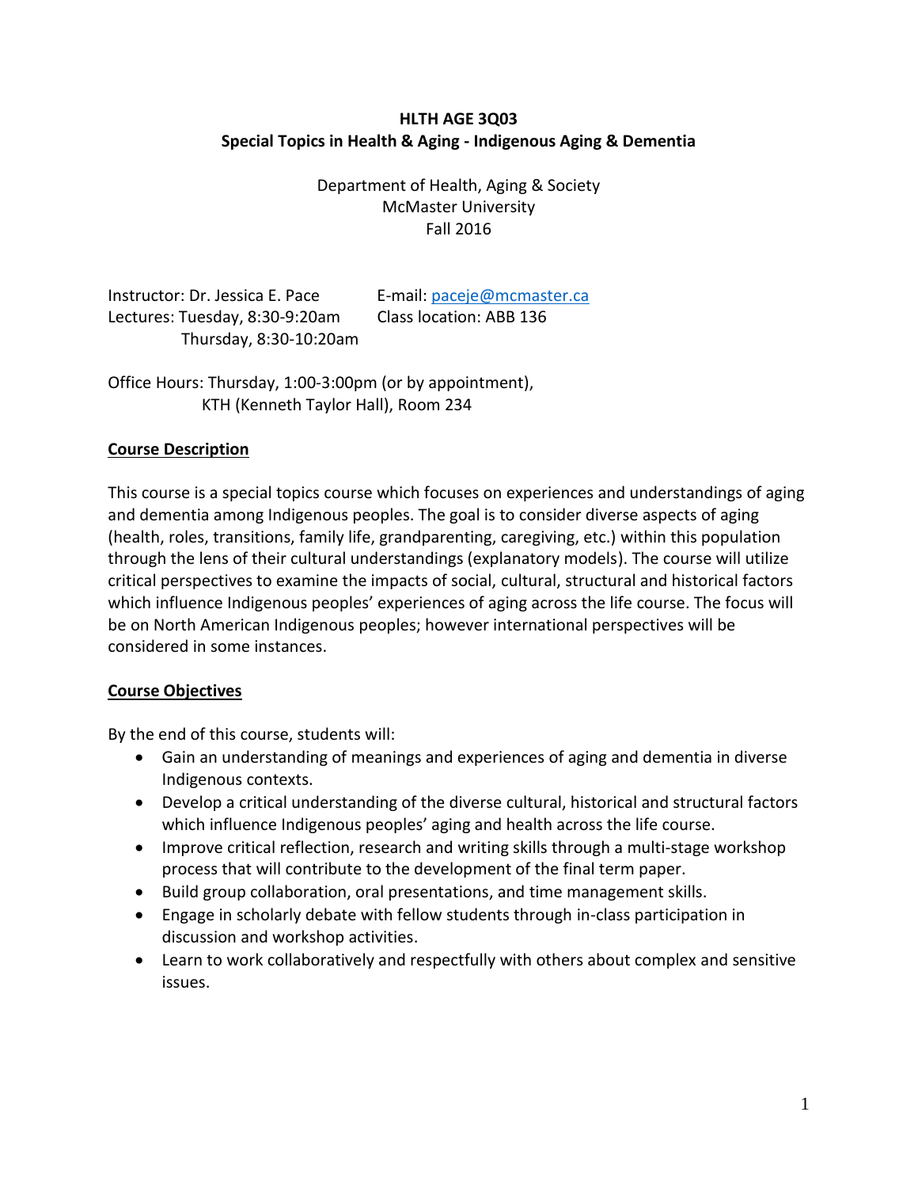**HLTH AGE 3Q03**
**Special Topics in Health & Aging - Indigenous Aging & Dementia**

Department of Health, Aging & Society
McMaster University
Fall 2016

Instructor: Dr. Jessica E. Pace
E-mail: paceje@mcmaster.ca
Lectures: Tuesday, 8:30-9:20am
Thursday, 8:30-10:20am
Class location: ABB 136

Office Hours: Thursday, 1:00-3:00pm (or by appointment), KTH (Kenneth Taylor Hall), Room 234

## Course Description

This course is a special topics course which focuses on experiences and understandings of aging and dementia among Indigenous peoples. The goal is to consider diverse aspects of aging (health, roles, transitions, family life, grandparenting, caregiving, etc.) within this population through the lens of their cultural understandings (explanatory models). The course will utilize critical perspectives to examine the impacts of social, cultural, structural and historical factors which influence Indigenous peoples' experiences of aging across the life course. The focus will be on North American Indigenous peoples; however international perspectives will be considered in some instances.

## Course Objectives

By the end of this course, students will:

- Gain an understanding of meanings and experiences of aging and dementia in diverse Indigenous contexts.
- Develop a critical understanding of the diverse cultural, historical and structural factors which influence Indigenous peoples' aging and health across the life course.
- Improve critical reflection, research and writing skills through a multi-stage workshop process that will contribute to the development of the final term paper.
- Build group collaboration, oral presentations, and time management skills.
- Engage in scholarly debate with fellow students through in-class participation in discussion and workshop activities.
- Learn to work collaboratively and respectfully with others about complex and sensitive issues.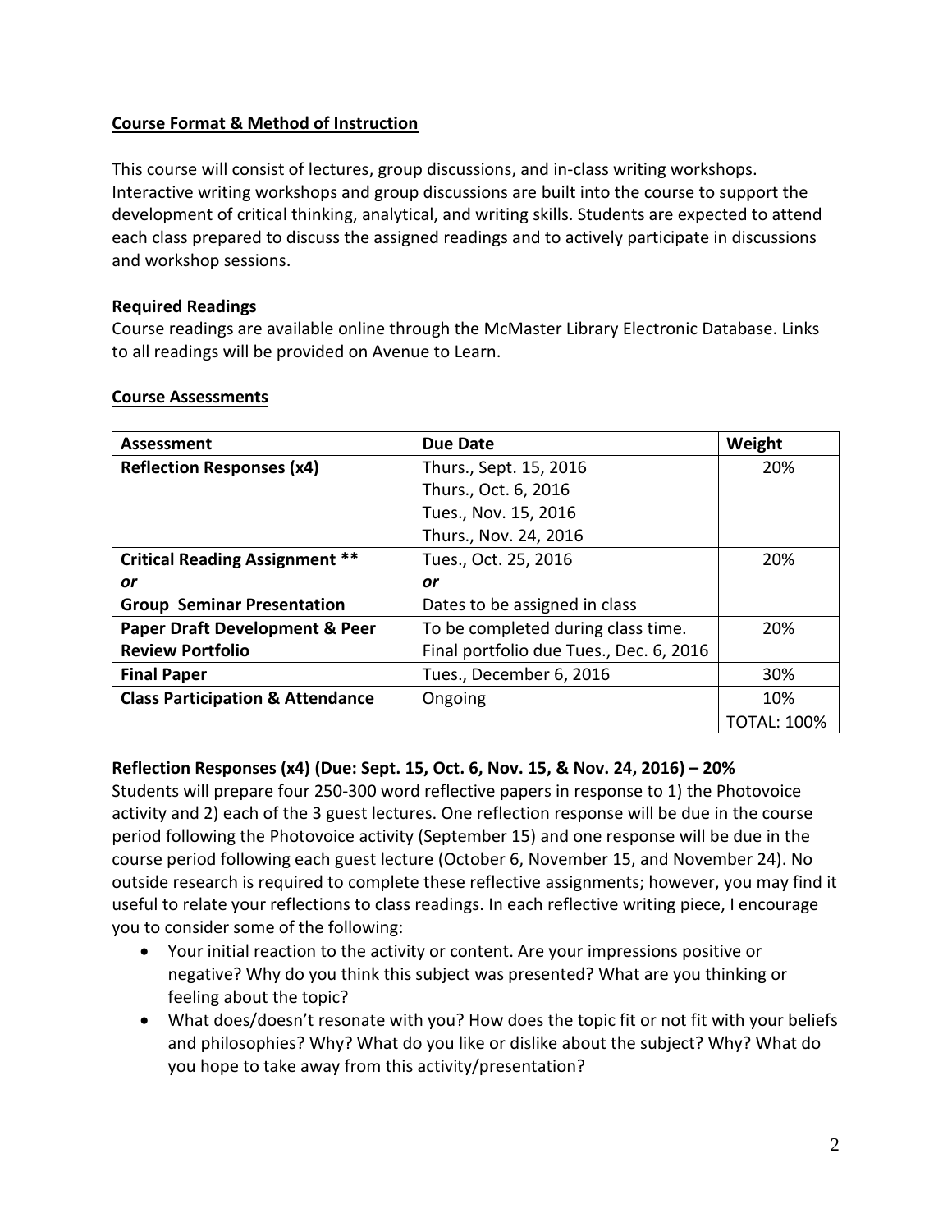**Course Format & Method of Instruction**

This course will consist of lectures, group discussions, and in-class writing workshops. Interactive writing workshops and group discussions are built into the course to support the development of critical thinking, analytical, and writing skills. Students are expected to attend each class prepared to discuss the assigned readings and to actively participate in discussions and workshop sessions.

**Required Readings**

Course readings are available online through the McMaster Library Electronic Database. Links to all readings will be provided on Avenue to Learn.

**Course Assessments**

| Assessment | Due Date | Weight |
|---|---|---|
| **Reflection Responses (x4)** | Thurs., Sept. 15, 2016<br>Thurs., Oct. 6, 2016<br>Tues., Nov. 15, 2016<br>Thurs., Nov. 24, 2016 | 20% |
| **Critical Reading Assignment \*\***<br>***or***<br>**Group Seminar Presentation** | Tues., Oct. 25, 2016<br>***or***<br>Dates to be assigned in class | 20% |
| **Paper Draft Development & Peer Review Portfolio** | To be completed during class time.<br>Final portfolio due Tues., Dec. 6, 2016 | 20% |
| **Final Paper** | Tues., December 6, 2016 | 30% |
| **Class Participation & Attendance** | Ongoing | 10% |
| | | TOTAL: 100% |

**Reflection Responses (x4) (Due: Sept. 15, Oct. 6, Nov. 15, & Nov. 24, 2016) – 20%**

Students will prepare four 250-300 word reflective papers in response to 1) the Photovoice activity and 2) each of the 3 guest lectures. One reflection response will be due in the course period following the Photovoice activity (September 15) and one response will be due in the course period following each guest lecture (October 6, November 15, and November 24). No outside research is required to complete these reflective assignments; however, you may find it useful to relate your reflections to class readings. In each reflective writing piece, I encourage you to consider some of the following:

- Your initial reaction to the activity or content. Are your impressions positive or negative? Why do you think this subject was presented? What are you thinking or feeling about the topic?
- What does/doesn't resonate with you? How does the topic fit or not fit with your beliefs and philosophies? Why? What do you like or dislike about the subject? Why? What do you hope to take away from this activity/presentation?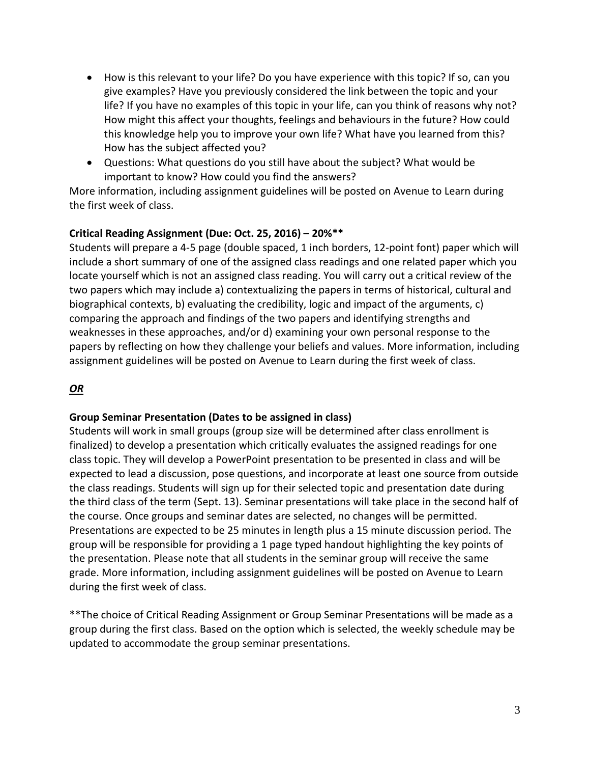- How is this relevant to your life? Do you have experience with this topic? If so, can you give examples? Have you previously considered the link between the topic and your life? If you have no examples of this topic in your life, can you think of reasons why not? How might this affect your thoughts, feelings and behaviours in the future? How could this knowledge help you to improve your own life? What have you learned from this? How has the subject affected you?
- Questions: What questions do you still have about the subject? What would be important to know? How could you find the answers?

More information, including assignment guidelines will be posted on Avenue to Learn during the first week of class.

**Critical Reading Assignment (Due: Oct. 25, 2016) – 20%****

Students will prepare a 4-5 page (double spaced, 1 inch borders, 12-point font) paper which will include a short summary of one of the assigned class readings and one related paper which you locate yourself which is not an assigned class reading. You will carry out a critical review of the two papers which may include a) contextualizing the papers in terms of historical, cultural and biographical contexts, b) evaluating the credibility, logic and impact of the arguments, c) comparing the approach and findings of the two papers and identifying strengths and weaknesses in these approaches, and/or d) examining your own personal response to the papers by reflecting on how they challenge your beliefs and values. More information, including assignment guidelines will be posted on Avenue to Learn during the first week of class.

***OR***

**Group Seminar Presentation (Dates to be assigned in class)**

Students will work in small groups (group size will be determined after class enrollment is finalized) to develop a presentation which critically evaluates the assigned readings for one class topic. They will develop a PowerPoint presentation to be presented in class and will be expected to lead a discussion, pose questions, and incorporate at least one source from outside the class readings. Students will sign up for their selected topic and presentation date during the third class of the term (Sept. 13). Seminar presentations will take place in the second half of the course. Once groups and seminar dates are selected, no changes will be permitted. Presentations are expected to be 25 minutes in length plus a 15 minute discussion period. The group will be responsible for providing a 1 page typed handout highlighting the key points of the presentation. Please note that all students in the seminar group will receive the same grade. More information, including assignment guidelines will be posted on Avenue to Learn during the first week of class.

**The choice of Critical Reading Assignment or Group Seminar Presentations will be made as a group during the first class. Based on the option which is selected, the weekly schedule may be updated to accommodate the group seminar presentations.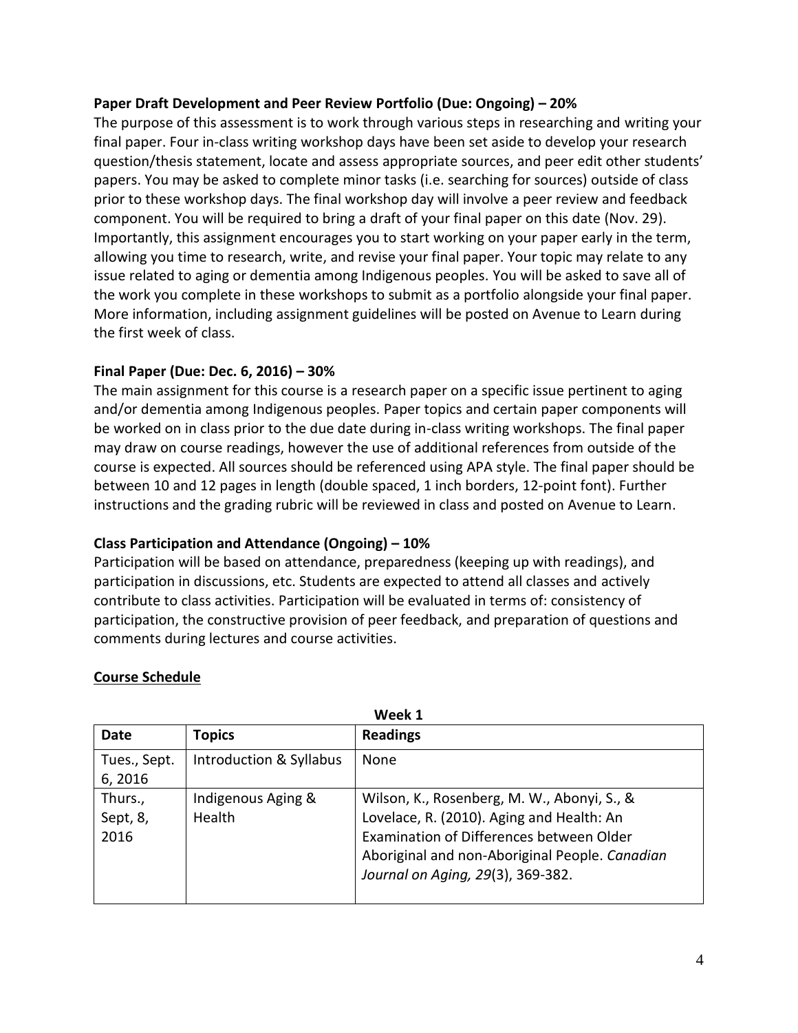**Paper Draft Development and Peer Review Portfolio (Due: Ongoing) – 20%**

The purpose of this assessment is to work through various steps in researching and writing your final paper. Four in-class writing workshop days have been set aside to develop your research question/thesis statement, locate and assess appropriate sources, and peer edit other students' papers. You may be asked to complete minor tasks (i.e. searching for sources) outside of class prior to these workshop days. The final workshop day will involve a peer review and feedback component. You will be required to bring a draft of your final paper on this date (Nov. 29). Importantly, this assignment encourages you to start working on your paper early in the term, allowing you time to research, write, and revise your final paper. Your topic may relate to any issue related to aging or dementia among Indigenous peoples. You will be asked to save all of the work you complete in these workshops to submit as a portfolio alongside your final paper. More information, including assignment guidelines will be posted on Avenue to Learn during the first week of class.

**Final Paper (Due: Dec. 6, 2016) – 30%**

The main assignment for this course is a research paper on a specific issue pertinent to aging and/or dementia among Indigenous peoples. Paper topics and certain paper components will be worked on in class prior to the due date during in-class writing workshops. The final paper may draw on course readings, however the use of additional references from outside of the course is expected. All sources should be referenced using APA style. The final paper should be between 10 and 12 pages in length (double spaced, 1 inch borders, 12-point font). Further instructions and the grading rubric will be reviewed in class and posted on Avenue to Learn.

**Class Participation and Attendance (Ongoing) – 10%**

Participation will be based on attendance, preparedness (keeping up with readings), and participation in discussions, etc. Students are expected to attend all classes and actively contribute to class activities. Participation will be evaluated in terms of: consistency of participation, the constructive provision of peer feedback, and preparation of questions and comments during lectures and course activities.

## Course Schedule

**Week 1**

| Date | Topics | Readings |
|---|---|---|
| Tues., Sept. 6, 2016 | Introduction & Syllabus | None |
| Thurs., Sept, 8, 2016 | Indigenous Aging & Health | Wilson, K., Rosenberg, M. W., Abonyi, S., & Lovelace, R. (2010). Aging and Health: An Examination of Differences between Older Aboriginal and non-Aboriginal People. *Canadian Journal on Aging, 29*(3), 369-382. |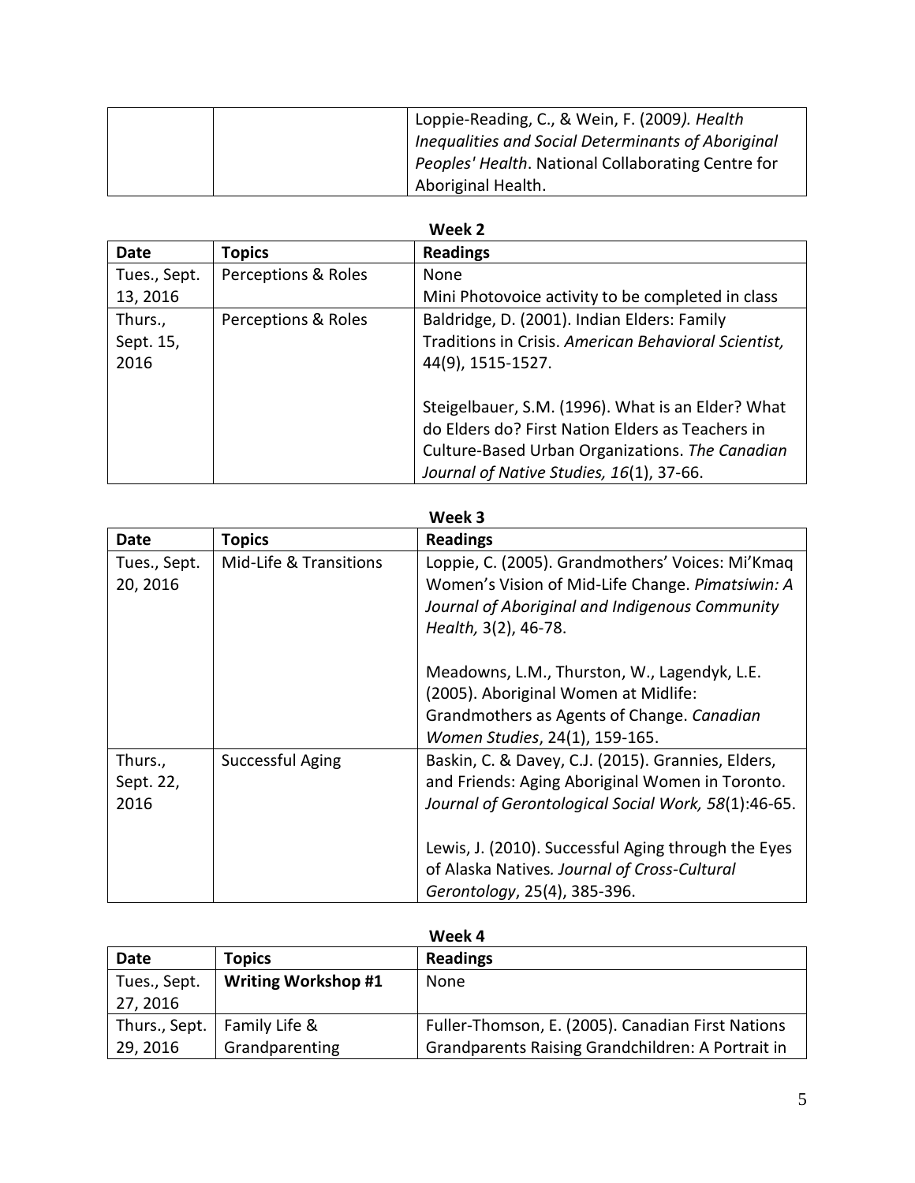| | | Loppie-Reading, C., & Wein, F. (2009*). Health Inequalities and Social Determinants of Aboriginal Peoples' Health*. National Collaborating Centre for Aboriginal Health. |
|---|---|---|

**Week 2**

| Date | Topics | Readings |
|---|---|---|
| Tues., Sept. 13, 2016 | Perceptions & Roles | None<br>Mini Photovoice activity to be completed in class |
| Thurs., Sept. 15, 2016 | Perceptions & Roles | Baldridge, D. (2001). Indian Elders: Family Traditions in Crisis. *American Behavioral Scientist,* 44(9), 1515-1527.<br><br>Steigelbauer, S.M. (1996). What is an Elder? What do Elders do? First Nation Elders as Teachers in Culture-Based Urban Organizations. *The Canadian Journal of Native Studies, 16*(1), 37-66. |

**Week 3**

| Date | Topics | Readings |
|---|---|---|
| Tues., Sept. 20, 2016 | Mid-Life & Transitions | Loppie, C. (2005). Grandmothers' Voices: Mi'Kmaq Women's Vision of Mid-Life Change. *Pimatsiwin: A Journal of Aboriginal and Indigenous Community Health,* 3(2), 46-78.<br><br>Meadowns, L.M., Thurston, W., Lagendyk, L.E. (2005). Aboriginal Women at Midlife: Grandmothers as Agents of Change. *Canadian Women Studies*, 24(1), 159-165. |
| Thurs., Sept. 22, 2016 | Successful Aging | Baskin, C. & Davey, C.J. (2015). Grannies, Elders, and Friends: Aging Aboriginal Women in Toronto. *Journal of Gerontological Social Work, 58*(1):46-65.<br><br>Lewis, J. (2010). Successful Aging through the Eyes of Alaska Natives*. Journal of Cross-Cultural Gerontology*, 25(4), 385-396. |

**Week 4**

| Date | Topics | Readings |
|---|---|---|
| Tues., Sept. 27, 2016 | **Writing Workshop #1** | None |
| Thurs., Sept. 29, 2016 | Family Life & Grandparenting | Fuller-Thomson, E. (2005). Canadian First Nations Grandparents Raising Grandchildren: A Portrait in |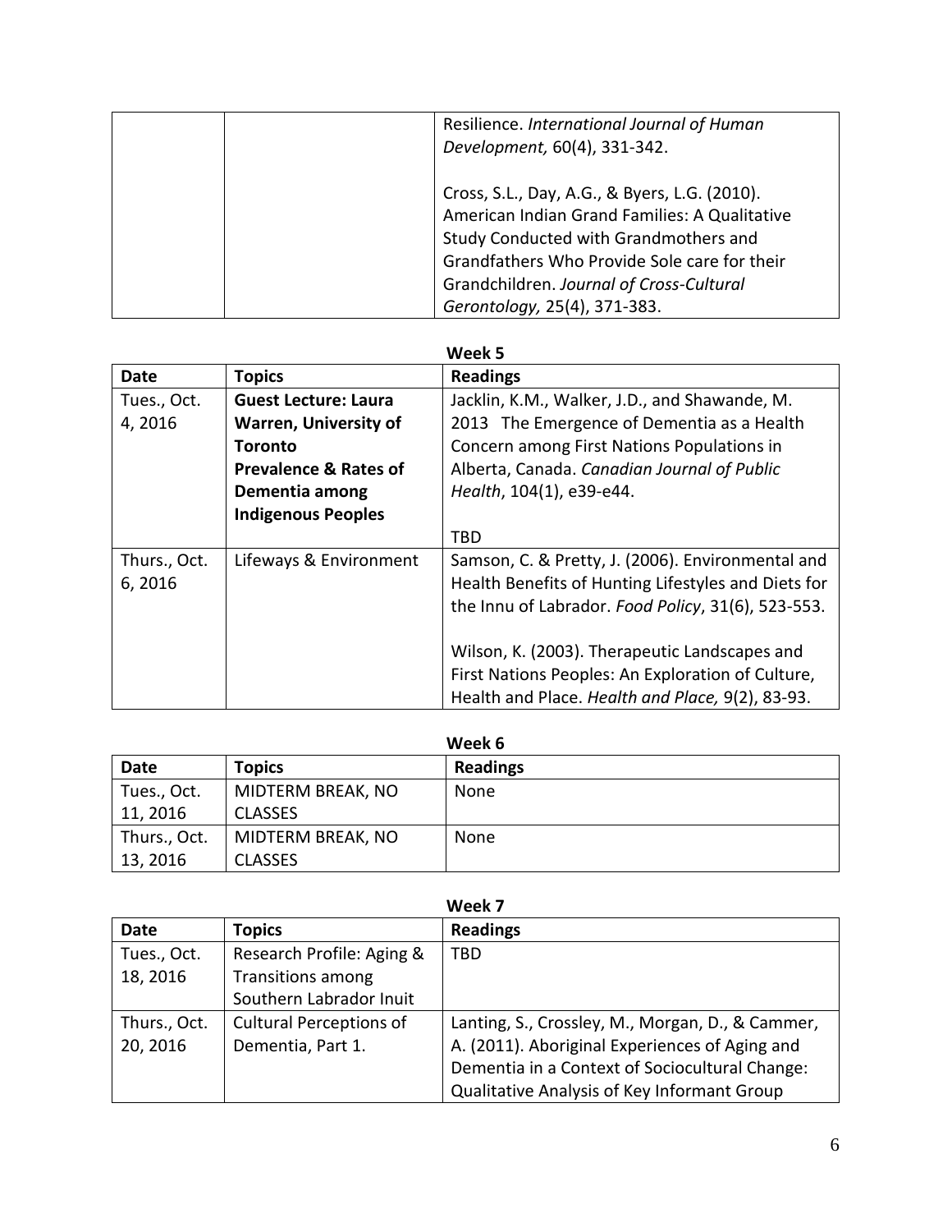| | | Resilience. *International Journal of Human Development,* 60(4), 331-342.<br><br>Cross, S.L., Day, A.G., & Byers, L.G. (2010). American Indian Grand Families: A Qualitative Study Conducted with Grandmothers and Grandfathers Who Provide Sole care for their Grandchildren. *Journal of Cross-Cultural Gerontology,* 25(4), 371-383. |
|---|---|---|

**Week 5**

| Date | Topics | Readings |
|---|---|---|
| Tues., Oct. 4, 2016 | **Guest Lecture: Laura Warren, University of Toronto**<br>**Prevalence & Rates of Dementia among Indigenous Peoples** | Jacklin, K.M., Walker, J.D., and Shawande, M. 2013 The Emergence of Dementia as a Health Concern among First Nations Populations in Alberta, Canada. *Canadian Journal of Public Health*, 104(1), e39-e44.<br><br>TBD |
| Thurs., Oct. 6, 2016 | Lifeways & Environment | Samson, C. & Pretty, J. (2006). Environmental and Health Benefits of Hunting Lifestyles and Diets for the Innu of Labrador. *Food Policy*, 31(6), 523-553.<br><br>Wilson, K. (2003). Therapeutic Landscapes and First Nations Peoples: An Exploration of Culture, Health and Place. *Health and Place,* 9(2), 83-93. |

**Week 6**

| Date | Topics | Readings |
|---|---|---|
| Tues., Oct. 11, 2016 | MIDTERM BREAK, NO CLASSES | None |
| Thurs., Oct. 13, 2016 | MIDTERM BREAK, NO CLASSES | None |

**Week 7**

| Date | Topics | Readings |
|---|---|---|
| Tues., Oct. 18, 2016 | Research Profile: Aging & Transitions among Southern Labrador Inuit | TBD |
| Thurs., Oct. 20, 2016 | Cultural Perceptions of Dementia, Part 1. | Lanting, S., Crossley, M., Morgan, D., & Cammer, A. (2011). Aboriginal Experiences of Aging and Dementia in a Context of Sociocultural Change: Qualitative Analysis of Key Informant Group |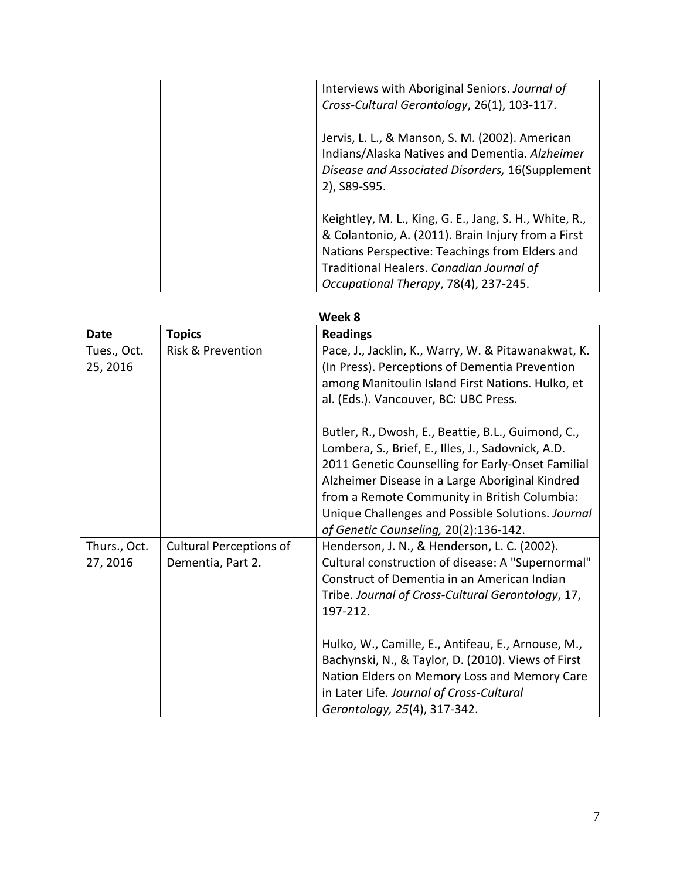| | | |
|---|---|---|
| | | Interviews with Aboriginal Seniors. *Journal of Cross-Cultural Gerontology*, 26(1), 103-117.<br><br>Jervis, L. L., & Manson, S. M. (2002). American Indians/Alaska Natives and Dementia. *Alzheimer Disease and Associated Disorders,* 16(Supplement 2), S89-S95.<br><br>Keightley, M. L., King, G. E., Jang, S. H., White, R., & Colantonio, A. (2011). Brain Injury from a First Nations Perspective: Teachings from Elders and Traditional Healers. *Canadian Journal of Occupational Therapy*, 78(4), 237-245. |

**Week 8**

| **Date** | **Topics** | **Readings** |
|---|---|---|
| Tues., Oct. 25, 2016 | Risk & Prevention | Pace, J., Jacklin, K., Warry, W. & Pitawanakwat, K. (In Press). Perceptions of Dementia Prevention among Manitoulin Island First Nations. Hulko, et al. (Eds.). Vancouver, BC: UBC Press.<br><br>Butler, R., Dwosh, E., Beattie, B.L., Guimond, C., Lombera, S., Brief, E., Illes, J., Sadovnick, A.D. 2011 Genetic Counselling for Early-Onset Familial Alzheimer Disease in a Large Aboriginal Kindred from a Remote Community in British Columbia: Unique Challenges and Possible Solutions. *Journal of Genetic Counseling,* 20(2):136-142. |
| Thurs., Oct. 27, 2016 | Cultural Perceptions of Dementia, Part 2. | Henderson, J. N., & Henderson, L. C. (2002). Cultural construction of disease: A "Supernormal" Construct of Dementia in an American Indian Tribe. *Journal of Cross-Cultural Gerontology*, 17, 197-212.<br><br>Hulko, W., Camille, E., Antifeau, E., Arnouse, M., Bachynski, N., & Taylor, D. (2010). Views of First Nation Elders on Memory Loss and Memory Care in Later Life. *Journal of Cross-Cultural Gerontology, 25*(4), 317-342. |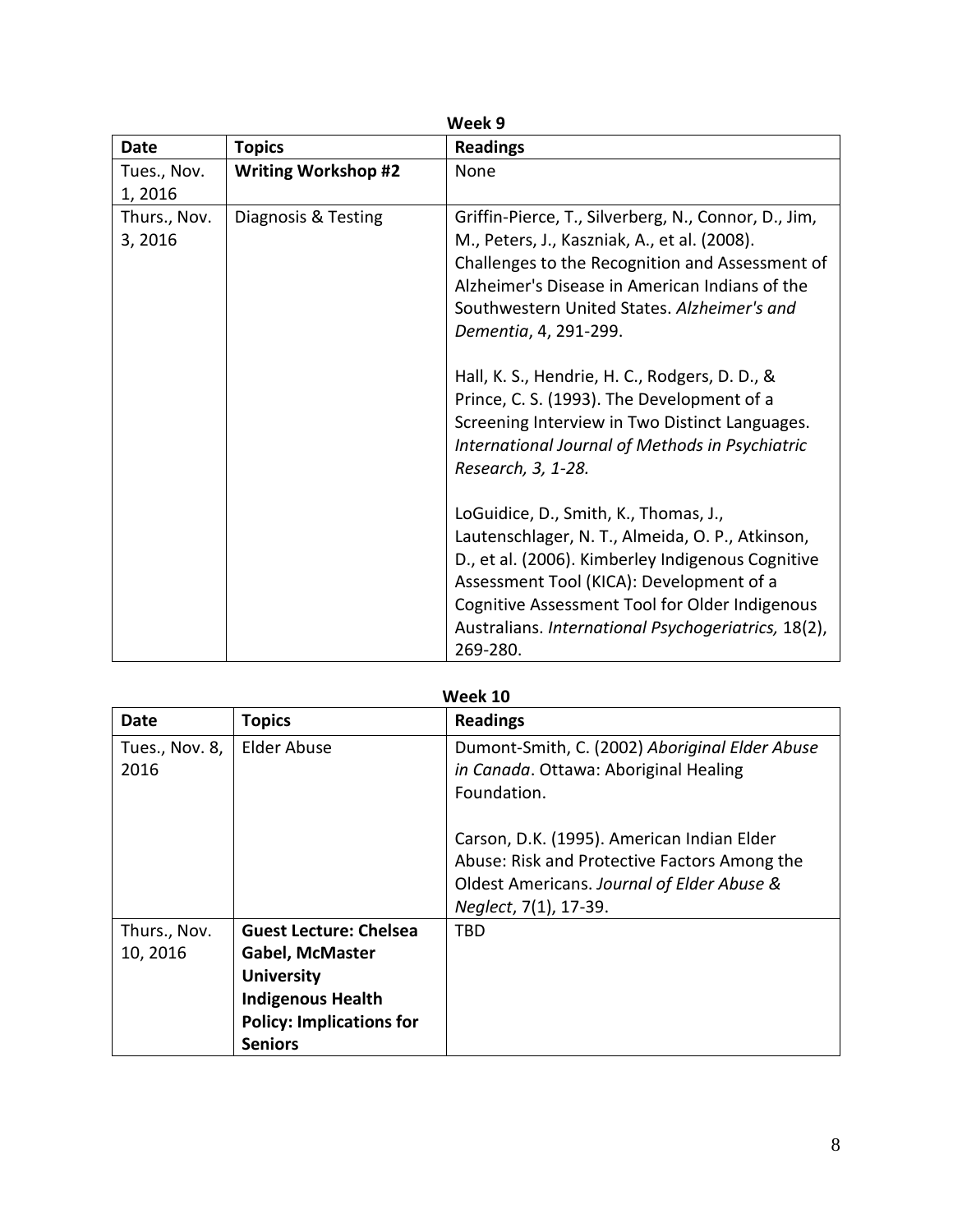**Week 9**

| **Date** | **Topics** | **Readings** |
|---|---|---|
| Tues., Nov. 1, 2016 | **Writing Workshop #2** | None |
| Thurs., Nov. 3, 2016 | Diagnosis & Testing | Griffin-Pierce, T., Silverberg, N., Connor, D., Jim, M., Peters, J., Kaszniak, A., et al. (2008). Challenges to the Recognition and Assessment of Alzheimer's Disease in American Indians of the Southwestern United States. *Alzheimer's and Dementia*, 4, 291-299.<br><br>Hall, K. S., Hendrie, H. C., Rodgers, D. D., & Prince, C. S. (1993). The Development of a Screening Interview in Two Distinct Languages. *International Journal of Methods in Psychiatric Research, 3, 1-28.*<br><br>LoGuidice, D., Smith, K., Thomas, J., Lautenschlager, N. T., Almeida, O. P., Atkinson, D., et al. (2006). Kimberley Indigenous Cognitive Assessment Tool (KICA): Development of a Cognitive Assessment Tool for Older Indigenous Australians. *International Psychogeriatrics,* 18(2), 269-280. |

**Week 10**

| **Date** | **Topics** | **Readings** |
|---|---|---|
| Tues., Nov. 8, 2016 | Elder Abuse | Dumont-Smith, C. (2002) *Aboriginal Elder Abuse in Canada*. Ottawa: Aboriginal Healing Foundation.<br><br>Carson, D.K. (1995). American Indian Elder Abuse: Risk and Protective Factors Among the Oldest Americans. *Journal of Elder Abuse & Neglect*, 7(1), 17-39. |
| Thurs., Nov. 10, 2016 | **Guest Lecture: Chelsea Gabel, McMaster University Indigenous Health Policy: Implications for Seniors** | TBD |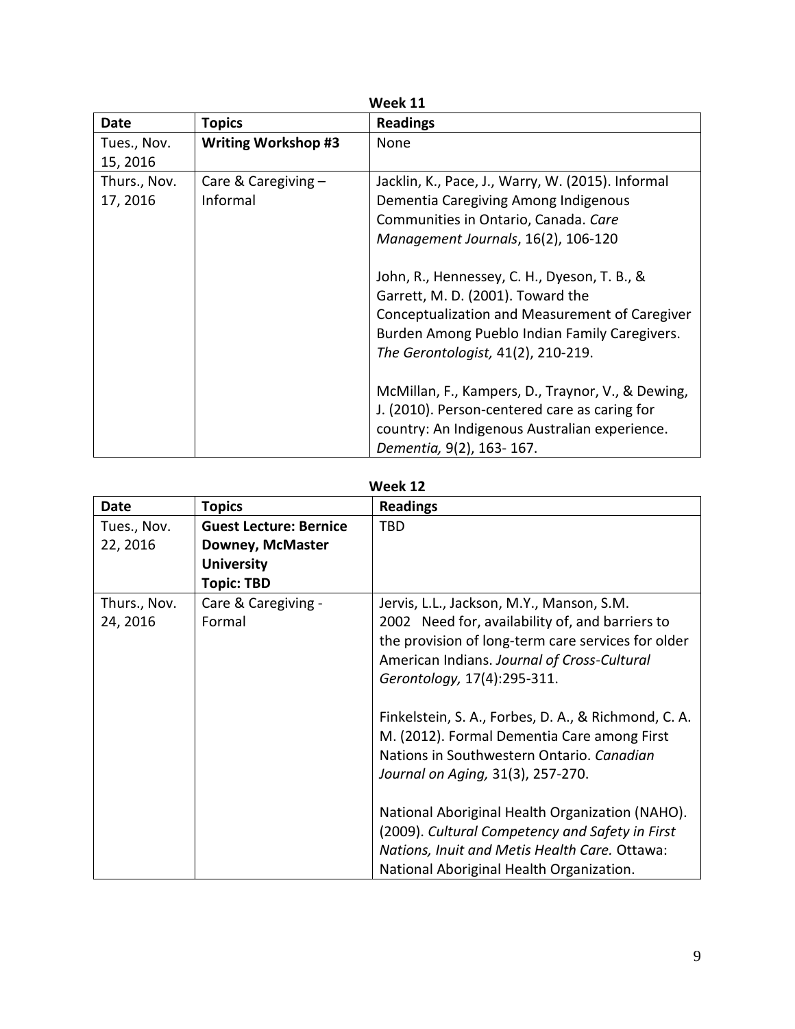**Week 11**

| **Date** | **Topics** | **Readings** |
|---|---|---|
| Tues., Nov. 15, 2016 | **Writing Workshop #3** | None |
| Thurs., Nov. 17, 2016 | Care & Caregiving – Informal | Jacklin, K., Pace, J., Warry, W. (2015). Informal Dementia Caregiving Among Indigenous Communities in Ontario, Canada. *Care Management Journals*, 16(2), 106-120<br><br>John, R., Hennessey, C. H., Dyeson, T. B., & Garrett, M. D. (2001). Toward the Conceptualization and Measurement of Caregiver Burden Among Pueblo Indian Family Caregivers. *The Gerontologist,* 41(2), 210-219.<br><br>McMillan, F., Kampers, D., Traynor, V., & Dewing, J. (2010). Person-centered care as caring for country: An Indigenous Australian experience. *Dementia,* 9(2), 163- 167. |

**Week 12**

| **Date** | **Topics** | **Readings** |
|---|---|---|
| Tues., Nov. 22, 2016 | **Guest Lecture: Bernice Downey, McMaster University Topic: TBD** | TBD |
| Thurs., Nov. 24, 2016 | Care & Caregiving - Formal | Jervis, L.L., Jackson, M.Y., Manson, S.M. 2002 Need for, availability of, and barriers to the provision of long-term care services for older American Indians. *Journal of Cross-Cultural Gerontology,* 17(4):295-311.<br><br>Finkelstein, S. A., Forbes, D. A., & Richmond, C. A. M. (2012). Formal Dementia Care among First Nations in Southwestern Ontario. *Canadian Journal on Aging,* 31(3), 257-270.<br><br>National Aboriginal Health Organization (NAHO). (2009). *Cultural Competency and Safety in First Nations, Inuit and Metis Health Care.* Ottawa: National Aboriginal Health Organization. |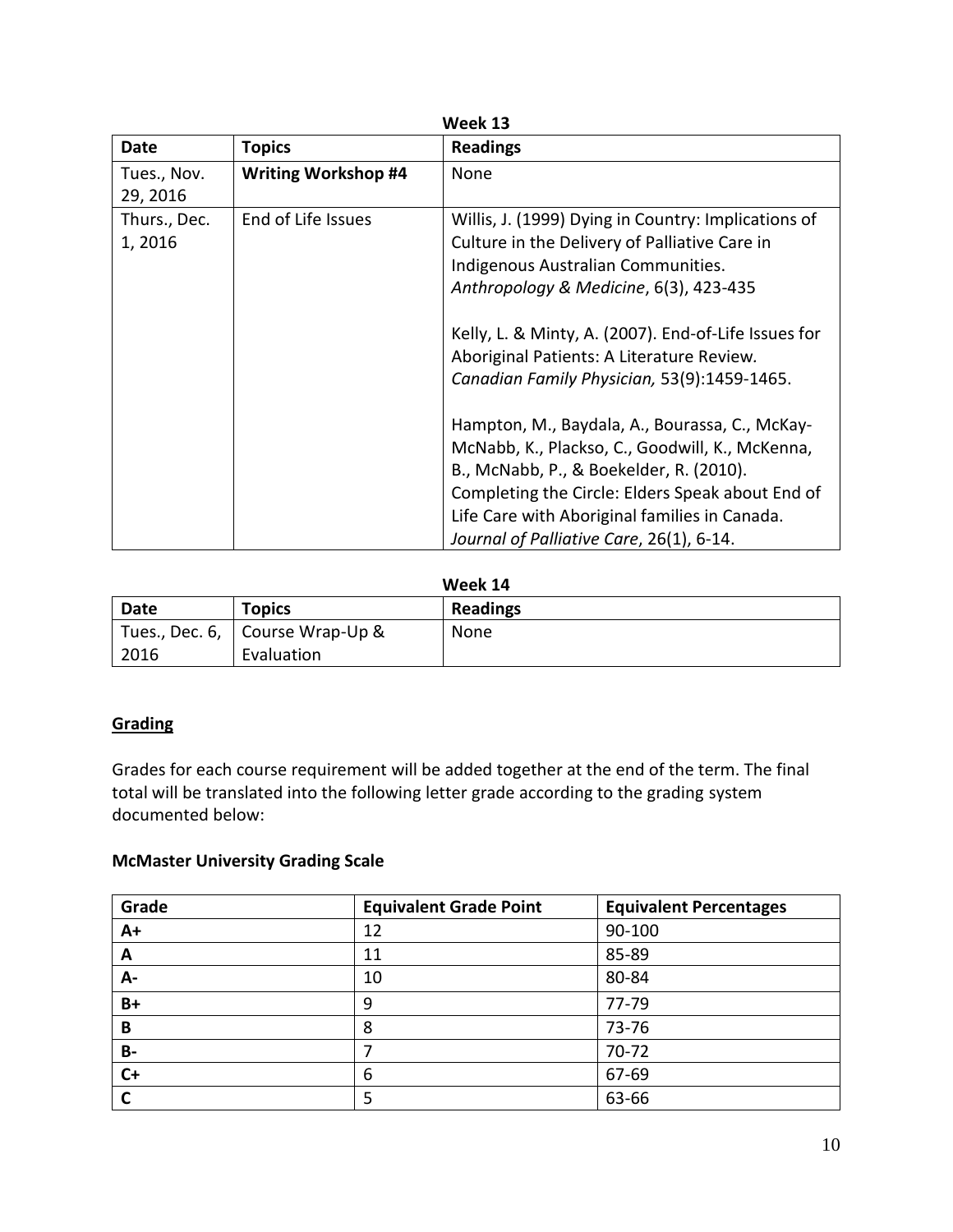**Week 13**

| Date | Topics | Readings |
|---|---|---|
| Tues., Nov. 29, 2016 | **Writing Workshop #4** | None |
| Thurs., Dec. 1, 2016 | End of Life Issues | Willis, J. (1999) Dying in Country: Implications of Culture in the Delivery of Palliative Care in Indigenous Australian Communities. *Anthropology & Medicine*, 6(3), 423-435<br><br>Kelly, L. & Minty, A. (2007). End-of-Life Issues for Aboriginal Patients: A Literature Review. *Canadian Family Physician,* 53(9):1459-1465.<br><br>Hampton, M., Baydala, A., Bourassa, C., McKay-McNabb, K., Plackso, C., Goodwill, K., McKenna, B., McNabb, P., & Boekelder, R. (2010). Completing the Circle: Elders Speak about End of Life Care with Aboriginal families in Canada. *Journal of Palliative Care*, 26(1), 6-14. |

**Week 14**

| Date | Topics | Readings |
|---|---|---|
| Tues., Dec. 6, 2016 | Course Wrap-Up & Evaluation | None |

## Grading

Grades for each course requirement will be added together at the end of the term. The final total will be translated into the following letter grade according to the grading system documented below:

**McMaster University Grading Scale**

| Grade | Equivalent Grade Point | Equivalent Percentages |
|---|---|---|
| **A+** | 12 | 90-100 |
| **A** | 11 | 85-89 |
| **A-** | 10 | 80-84 |
| **B+** | 9 | 77-79 |
| **B** | 8 | 73-76 |
| **B-** | 7 | 70-72 |
| **C+** | 6 | 67-69 |
| **C** | 5 | 63-66 |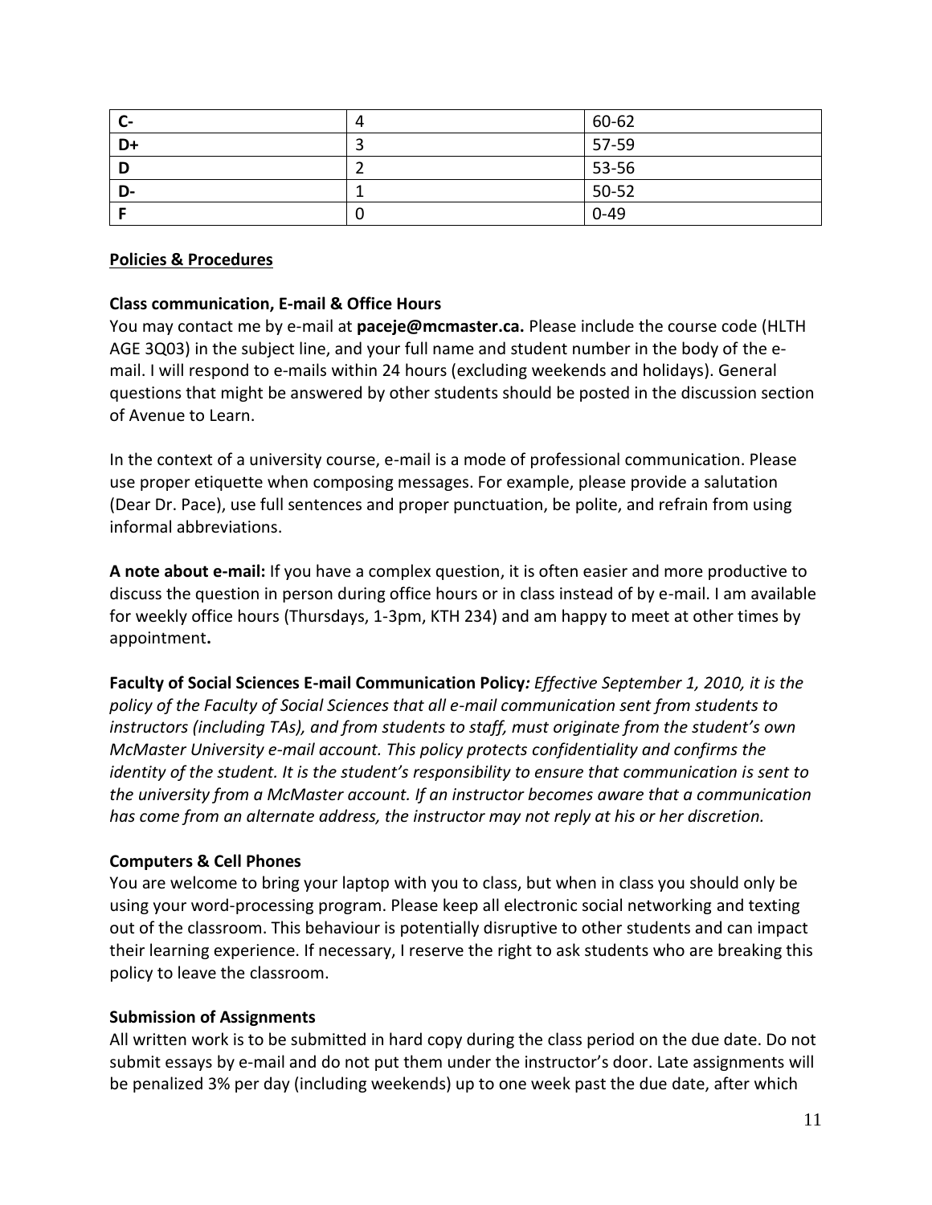| C- | 4 | 60-62 |
|---|---|---|
| D+ | 3 | 57-59 |
| D | 2 | 53-56 |
| D- | 1 | 50-52 |
| F | 0 | 0-49 |

## Policies & Procedures

### Class communication, E-mail & Office Hours

You may contact me by e-mail at **paceje@mcmaster.ca.** Please include the course code (HLTH AGE 3Q03) in the subject line, and your full name and student number in the body of the e-mail. I will respond to e-mails within 24 hours (excluding weekends and holidays). General questions that might be answered by other students should be posted in the discussion section of Avenue to Learn.

In the context of a university course, e-mail is a mode of professional communication. Please use proper etiquette when composing messages. For example, please provide a salutation (Dear Dr. Pace), use full sentences and proper punctuation, be polite, and refrain from using informal abbreviations.

**A note about e-mail:** If you have a complex question, it is often easier and more productive to discuss the question in person during office hours or in class instead of by e-mail. I am available for weekly office hours (Thursdays, 1-3pm, KTH 234) and am happy to meet at other times by appointment**.**

**Faculty of Social Sciences E-mail Communication Policy***: Effective September 1, 2010, it is the policy of the Faculty of Social Sciences that all e-mail communication sent from students to instructors (including TAs), and from students to staff, must originate from the student's own McMaster University e-mail account. This policy protects confidentiality and confirms the identity of the student. It is the student's responsibility to ensure that communication is sent to the university from a McMaster account. If an instructor becomes aware that a communication has come from an alternate address, the instructor may not reply at his or her discretion.*

### Computers & Cell Phones

You are welcome to bring your laptop with you to class, but when in class you should only be using your word-processing program. Please keep all electronic social networking and texting out of the classroom. This behaviour is potentially disruptive to other students and can impact their learning experience. If necessary, I reserve the right to ask students who are breaking this policy to leave the classroom.

### Submission of Assignments

All written work is to be submitted in hard copy during the class period on the due date. Do not submit essays by e-mail and do not put them under the instructor's door. Late assignments will be penalized 3% per day (including weekends) up to one week past the due date, after which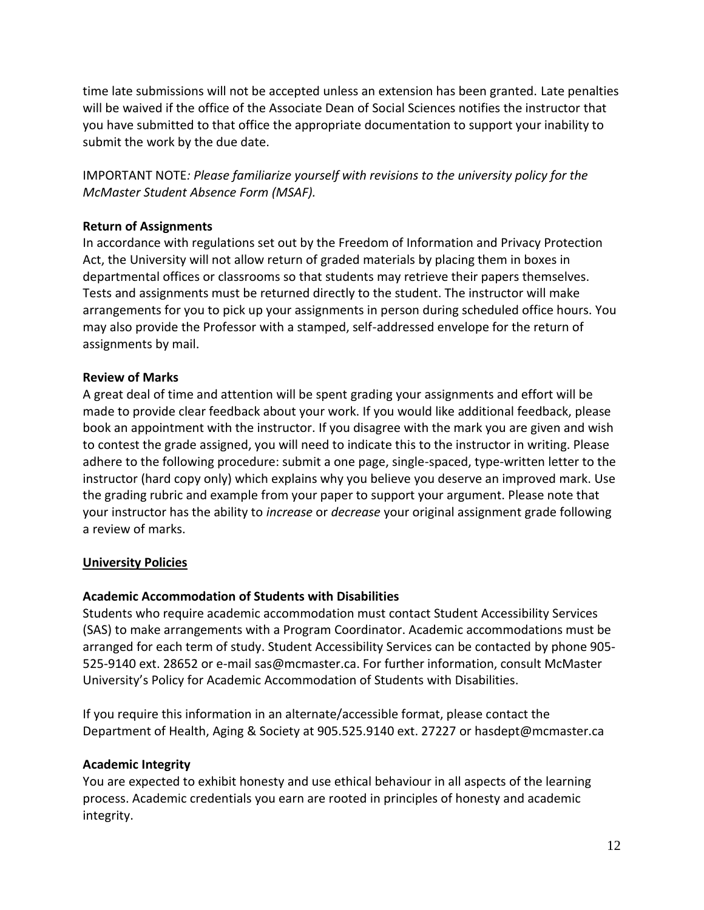time late submissions will not be accepted unless an extension has been granted. Late penalties will be waived if the office of the Associate Dean of Social Sciences notifies the instructor that you have submitted to that office the appropriate documentation to support your inability to submit the work by the due date.

IMPORTANT NOTE*: Please familiarize yourself with revisions to the university policy for the McMaster Student Absence Form (MSAF).*

**Return of Assignments**

In accordance with regulations set out by the Freedom of Information and Privacy Protection Act, the University will not allow return of graded materials by placing them in boxes in departmental offices or classrooms so that students may retrieve their papers themselves. Tests and assignments must be returned directly to the student. The instructor will make arrangements for you to pick up your assignments in person during scheduled office hours. You may also provide the Professor with a stamped, self-addressed envelope for the return of assignments by mail.

**Review of Marks**

A great deal of time and attention will be spent grading your assignments and effort will be made to provide clear feedback about your work. If you would like additional feedback, please book an appointment with the instructor. If you disagree with the mark you are given and wish to contest the grade assigned, you will need to indicate this to the instructor in writing. Please adhere to the following procedure: submit a one page, single-spaced, type-written letter to the instructor (hard copy only) which explains why you believe you deserve an improved mark. Use the grading rubric and example from your paper to support your argument. Please note that your instructor has the ability to *increase* or *decrease* your original assignment grade following a review of marks.

**University Policies**

**Academic Accommodation of Students with Disabilities**

Students who require academic accommodation must contact Student Accessibility Services (SAS) to make arrangements with a Program Coordinator. Academic accommodations must be arranged for each term of study. Student Accessibility Services can be contacted by phone 905-525-9140 ext. 28652 or e-mail sas@mcmaster.ca. For further information, consult McMaster University's Policy for Academic Accommodation of Students with Disabilities.

If you require this information in an alternate/accessible format, please contact the Department of Health, Aging & Society at 905.525.9140 ext. 27227 or hasdept@mcmaster.ca

**Academic Integrity**

You are expected to exhibit honesty and use ethical behaviour in all aspects of the learning process. Academic credentials you earn are rooted in principles of honesty and academic integrity.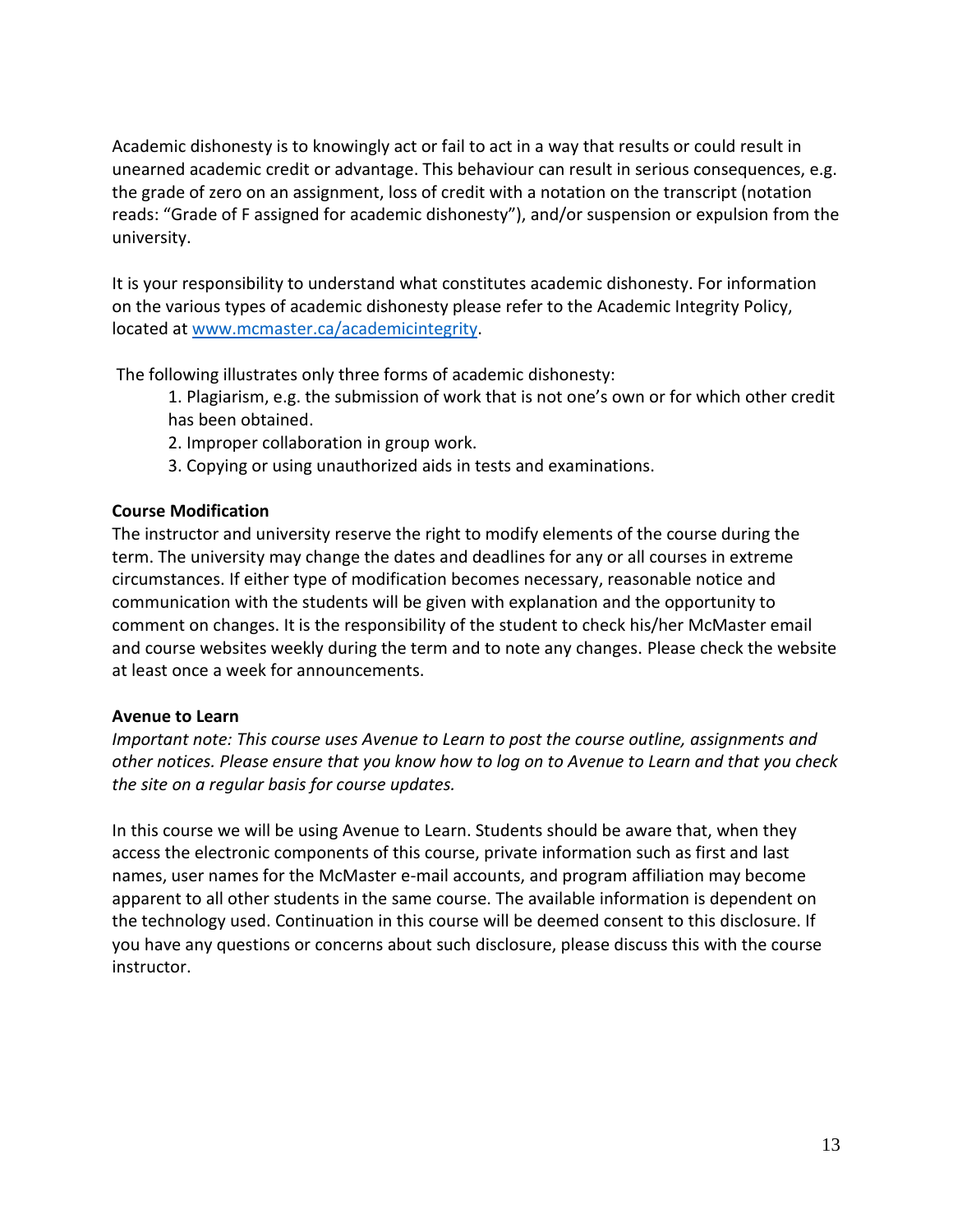Academic dishonesty is to knowingly act or fail to act in a way that results or could result in unearned academic credit or advantage. This behaviour can result in serious consequences, e.g. the grade of zero on an assignment, loss of credit with a notation on the transcript (notation reads: "Grade of F assigned for academic dishonesty"), and/or suspension or expulsion from the university.

It is your responsibility to understand what constitutes academic dishonesty. For information on the various types of academic dishonesty please refer to the Academic Integrity Policy, located at [www.mcmaster.ca/academicintegrity](http://www.mcmaster.ca/academicintegrity).

The following illustrates only three forms of academic dishonesty:

1. Plagiarism, e.g. the submission of work that is not one's own or for which other credit has been obtained.
2. Improper collaboration in group work.
3. Copying or using unauthorized aids in tests and examinations.

**Course Modification**

The instructor and university reserve the right to modify elements of the course during the term. The university may change the dates and deadlines for any or all courses in extreme circumstances. If either type of modification becomes necessary, reasonable notice and communication with the students will be given with explanation and the opportunity to comment on changes. It is the responsibility of the student to check his/her McMaster email and course websites weekly during the term and to note any changes. Please check the website at least once a week for announcements.

**Avenue to Learn**

*Important note: This course uses Avenue to Learn to post the course outline, assignments and other notices. Please ensure that you know how to log on to Avenue to Learn and that you check the site on a regular basis for course updates.*

In this course we will be using Avenue to Learn. Students should be aware that, when they access the electronic components of this course, private information such as first and last names, user names for the McMaster e-mail accounts, and program affiliation may become apparent to all other students in the same course. The available information is dependent on the technology used. Continuation in this course will be deemed consent to this disclosure. If you have any questions or concerns about such disclosure, please discuss this with the course instructor.